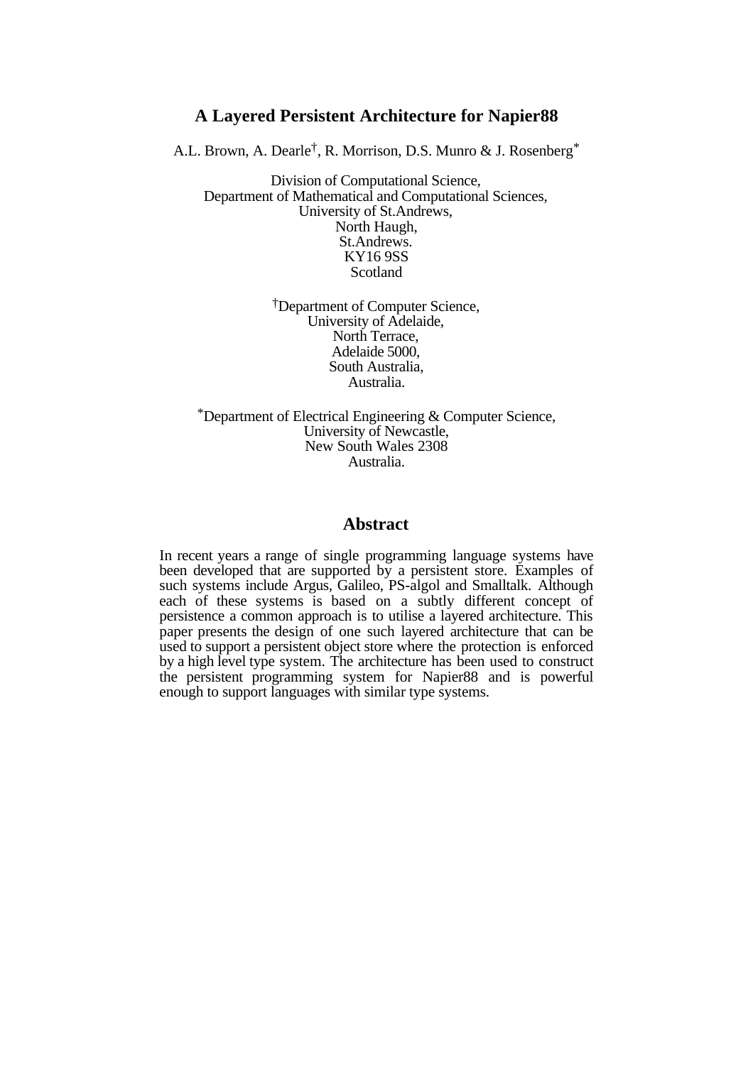# A Layered Persistent Architecture for Napier88

A.L. Brown, A. Dearle[†], R. Morrison, D.S. Munro & J. Rosenberg[*]

Division of Computational Science,
Department of Mathematical and Computational Sciences,
University of St.Andrews,
North Haugh,
St.Andrews.
KY16 9SS
Scotland

[†]Department of Computer Science,
University of Adelaide,
North Terrace,
Adelaide 5000,
South Australia,
Australia.

[*]Department of Electrical Engineering & Computer Science,
University of Newcastle,
New South Wales 2308
Australia.

## Abstract

In recent years a range of single programming language systems have been developed that are supported by a persistent store. Examples of such systems include Argus, Galileo, PS-algol and Smalltalk. Although each of these systems is based on a subtly different concept of persistence a common approach is to utilise a layered architecture. This paper presents the design of one such layered architecture that can be used to support a persistent object store where the protection is enforced by a high level type system. The architecture has been used to construct the persistent programming system for Napier88 and is powerful enough to support languages with similar type systems.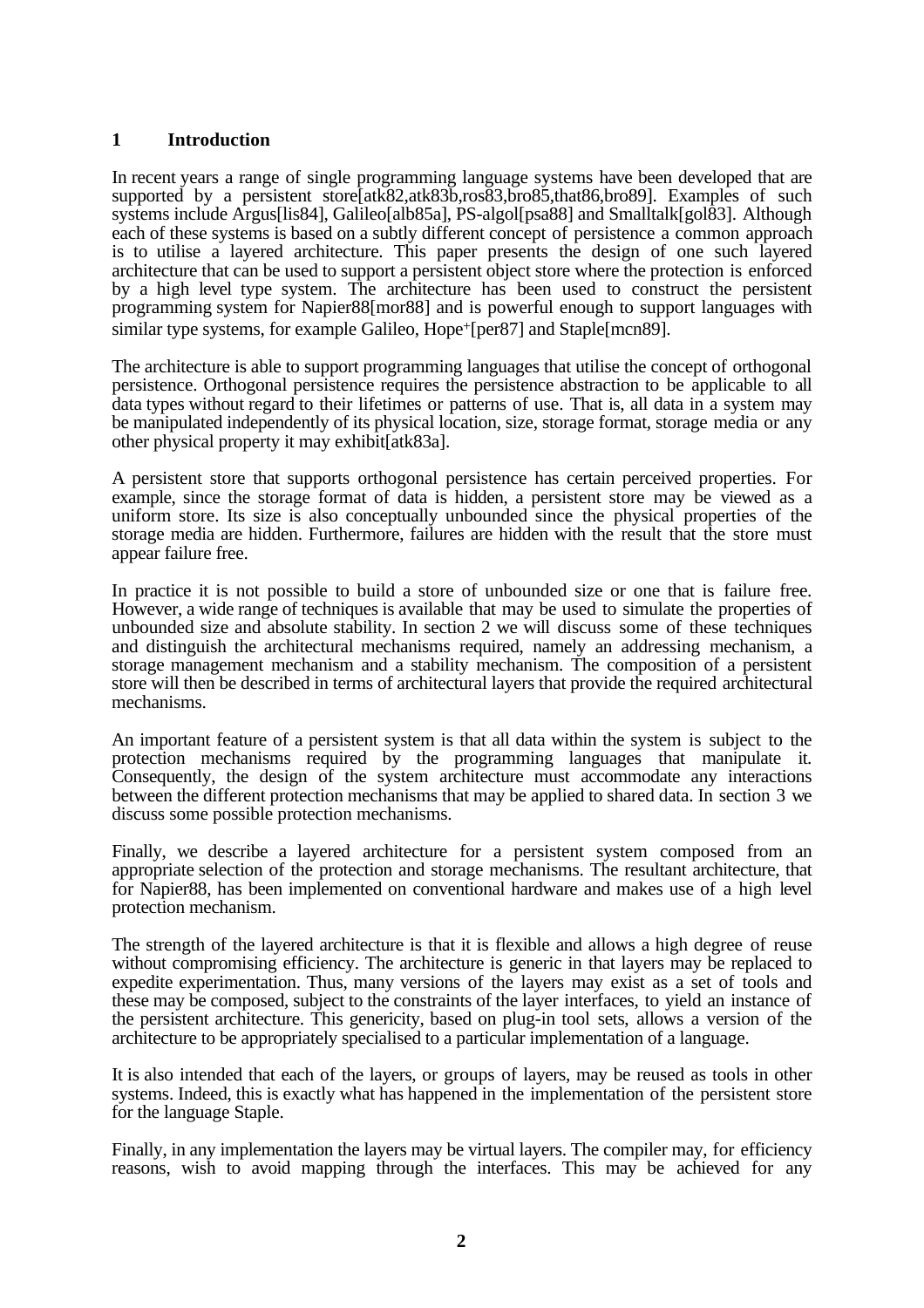## 1 Introduction

In recent years a range of single programming language systems have been developed that are supported by a persistent store[atk82,atk83b,ros83,bro85,that86,bro89]. Examples of such systems include Argus[lis84], Galileo[alb85a], PS-algol[psa88] and Smalltalk[gol83]. Although each of these systems is based on a subtly different concept of persistence a common approach is to utilise a layered architecture. This paper presents the design of one such layered architecture that can be used to support a persistent object store where the protection is enforced by a high level type system. The architecture has been used to construct the persistent programming system for Napier88[mor88] and is powerful enough to support languages with similar type systems, for example Galileo, Hope+[per87] and Staple[mcn89].

The architecture is able to support programming languages that utilise the concept of orthogonal persistence. Orthogonal persistence requires the persistence abstraction to be applicable to all data types without regard to their lifetimes or patterns of use. That is, all data in a system may be manipulated independently of its physical location, size, storage format, storage media or any other physical property it may exhibit[atk83a].

A persistent store that supports orthogonal persistence has certain perceived properties. For example, since the storage format of data is hidden, a persistent store may be viewed as a uniform store. Its size is also conceptually unbounded since the physical properties of the storage media are hidden. Furthermore, failures are hidden with the result that the store must appear failure free.

In practice it is not possible to build a store of unbounded size or one that is failure free. However, a wide range of techniques is available that may be used to simulate the properties of unbounded size and absolute stability. In section 2 we will discuss some of these techniques and distinguish the architectural mechanisms required, namely an addressing mechanism, a storage management mechanism and a stability mechanism. The composition of a persistent store will then be described in terms of architectural layers that provide the required architectural mechanisms.

An important feature of a persistent system is that all data within the system is subject to the protection mechanisms required by the programming languages that manipulate it. Consequently, the design of the system architecture must accommodate any interactions between the different protection mechanisms that may be applied to shared data. In section 3 we discuss some possible protection mechanisms.

Finally, we describe a layered architecture for a persistent system composed from an appropriate selection of the protection and storage mechanisms. The resultant architecture, that for Napier88, has been implemented on conventional hardware and makes use of a high level protection mechanism.

The strength of the layered architecture is that it is flexible and allows a high degree of reuse without compromising efficiency. The architecture is generic in that layers may be replaced to expedite experimentation. Thus, many versions of the layers may exist as a set of tools and these may be composed, subject to the constraints of the layer interfaces, to yield an instance of the persistent architecture. This genericity, based on plug-in tool sets, allows a version of the architecture to be appropriately specialised to a particular implementation of a language.

It is also intended that each of the layers, or groups of layers, may be reused as tools in other systems. Indeed, this is exactly what has happened in the implementation of the persistent store for the language Staple.

Finally, in any implementation the layers may be virtual layers. The compiler may, for efficiency reasons, wish to avoid mapping through the interfaces. This may be achieved for any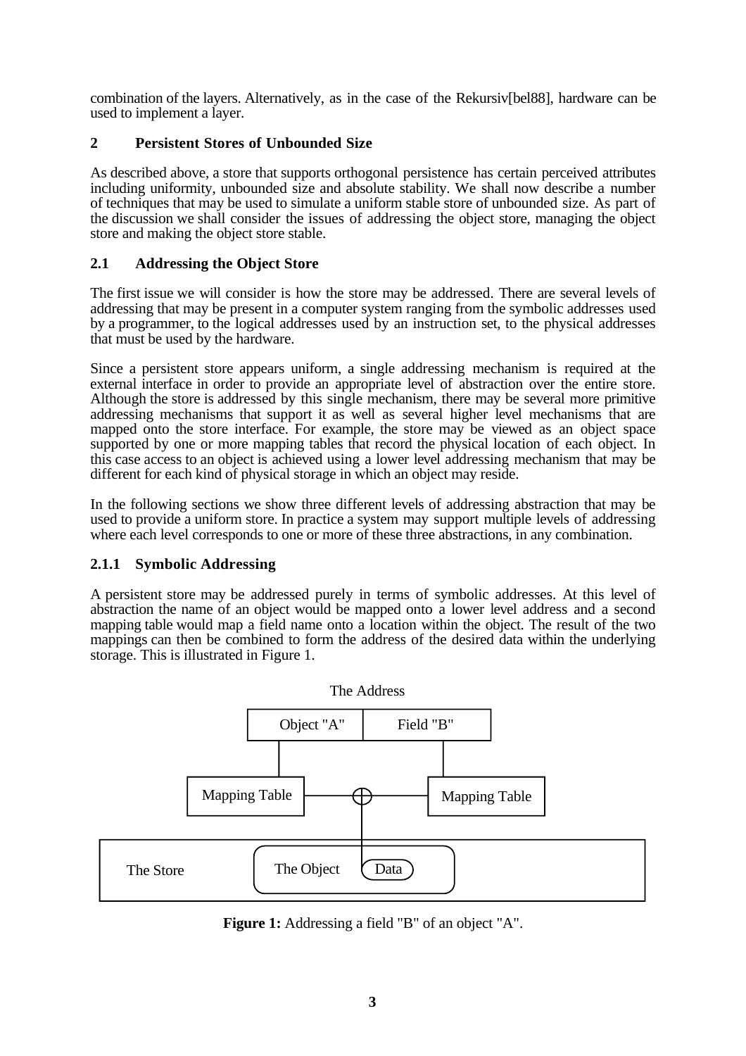combination of the layers. Alternatively, as in the case of the Rekursiv[bel88], hardware can be used to implement a layer.

## 2 Persistent Stores of Unbounded Size

As described above, a store that supports orthogonal persistence has certain perceived attributes including uniformity, unbounded size and absolute stability. We shall now describe a number of techniques that may be used to simulate a uniform stable store of unbounded size. As part of the discussion we shall consider the issues of addressing the object store, managing the object store and making the object store stable.

### 2.1 Addressing the Object Store

The first issue we will consider is how the store may be addressed. There are several levels of addressing that may be present in a computer system ranging from the symbolic addresses used by a programmer, to the logical addresses used by an instruction set, to the physical addresses that must be used by the hardware.

Since a persistent store appears uniform, a single addressing mechanism is required at the external interface in order to provide an appropriate level of abstraction over the entire store. Although the store is addressed by this single mechanism, there may be several more primitive addressing mechanisms that support it as well as several higher level mechanisms that are mapped onto the store interface. For example, the store may be viewed as an object space supported by one or more mapping tables that record the physical location of each object. In this case access to an object is achieved using a lower level addressing mechanism that may be different for each kind of physical storage in which an object may reside.

In the following sections we show three different levels of addressing abstraction that may be used to provide a uniform store. In practice a system may support multiple levels of addressing where each level corresponds to one or more of these three abstractions, in any combination.

#### 2.1.1 Symbolic Addressing

A persistent store may be addressed purely in terms of symbolic addresses. At this level of abstraction the name of an object would be mapped onto a lower level address and a second mapping table would map a field name onto a location within the object. The result of the two mappings can then be combined to form the address of the desired data within the underlying storage. This is illustrated in Figure 1.

The Address

Object "A"

Field "B"

Mapping Table

Mapping Table

The Store

The Object

Data

**Figure 1:** Addressing a field "B" of an object "A".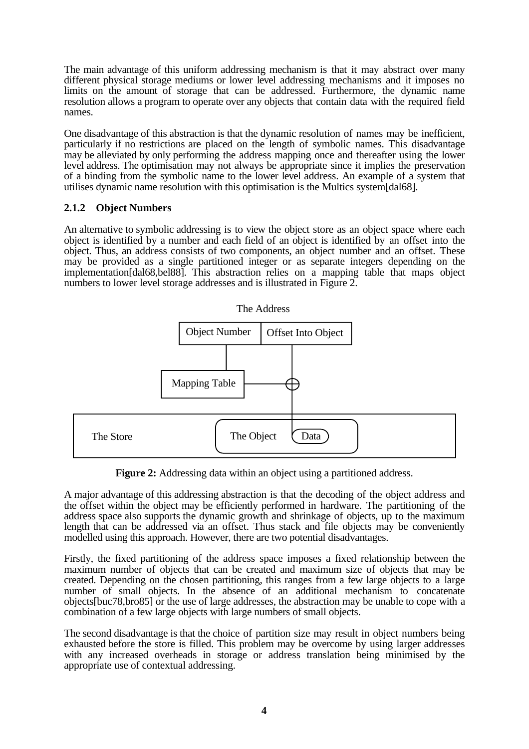The main advantage of this uniform addressing mechanism is that it may abstract over many different physical storage mediums or lower level addressing mechanisms and it imposes no limits on the amount of storage that can be addressed. Furthermore, the dynamic name resolution allows a program to operate over any objects that contain data with the required field names.

One disadvantage of this abstraction is that the dynamic resolution of names may be inefficient, particularly if no restrictions are placed on the length of symbolic names. This disadvantage may be alleviated by only performing the address mapping once and thereafter using the lower level address. The optimisation may not always be appropriate since it implies the preservation of a binding from the symbolic name to the lower level address. An example of a system that utilises dynamic name resolution with this optimisation is the Multics system[dal68].

### 2.1.2 Object Numbers

An alternative to symbolic addressing is to view the object store as an object space where each object is identified by a number and each field of an object is identified by an offset into the object. Thus, an address consists of two components, an object number and an offset. These may be provided as a single partitioned integer or as separate integers depending on the implementation[dal68,bel88]. This abstraction relies on a mapping table that maps object numbers to lower level storage addresses and is illustrated in Figure 2.

The Address

Object Number

Offset Into Object

Mapping Table

The Store

The Object

Data

**Figure 2:** Addressing data within an object using a partitioned address.

A major advantage of this addressing abstraction is that the decoding of the object address and the offset within the object may be efficiently performed in hardware. The partitioning of the address space also supports the dynamic growth and shrinkage of objects, up to the maximum length that can be addressed via an offset. Thus stack and file objects may be conveniently modelled using this approach. However, there are two potential disadvantages.

Firstly, the fixed partitioning of the address space imposes a fixed relationship between the maximum number of objects that can be created and maximum size of objects that may be created. Depending on the chosen partitioning, this ranges from a few large objects to a large number of small objects. In the absence of an additional mechanism to concatenate objects[buc78,bro85] or the use of large addresses, the abstraction may be unable to cope with a combination of a few large objects with large numbers of small objects.

The second disadvantage is that the choice of partition size may result in object numbers being exhausted before the store is filled. This problem may be overcome by using larger addresses with any increased overheads in storage or address translation being minimised by the appropriate use of contextual addressing.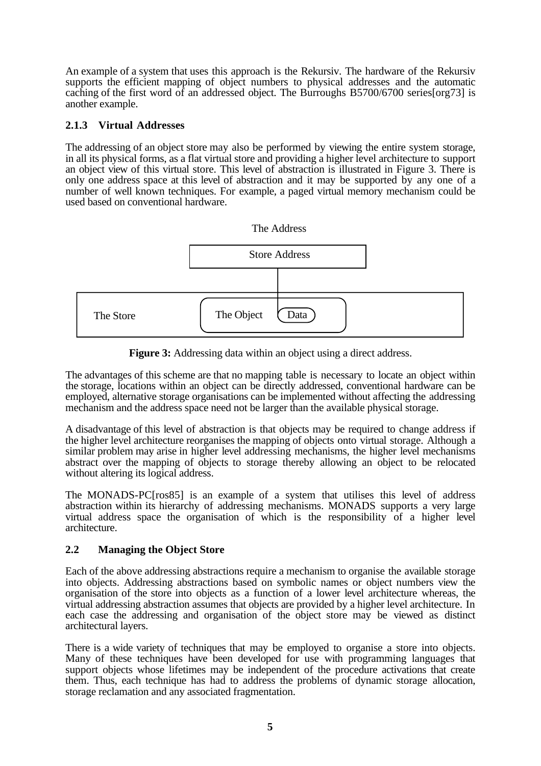An example of a system that uses this approach is the Rekursiv. The hardware of the Rekursiv supports the efficient mapping of object numbers to physical addresses and the automatic caching of the first word of an addressed object. The Burroughs B5700/6700 series[org73] is another example.

### 2.1.3 Virtual Addresses

The addressing of an object store may also be performed by viewing the entire system storage, in all its physical forms, as a flat virtual store and providing a higher level architecture to support an object view of this virtual store. This level of abstraction is illustrated in Figure 3. There is only one address space at this level of abstraction and it may be supported by any one of a number of well known techniques. For example, a paged virtual memory mechanism could be used based on conventional hardware.

The Address

Store Address

The Store

The Object

Data

**Figure 3:** Addressing data within an object using a direct address.

The advantages of this scheme are that no mapping table is necessary to locate an object within the storage, locations within an object can be directly addressed, conventional hardware can be employed, alternative storage organisations can be implemented without affecting the addressing mechanism and the address space need not be larger than the available physical storage.

A disadvantage of this level of abstraction is that objects may be required to change address if the higher level architecture reorganises the mapping of objects onto virtual storage. Although a similar problem may arise in higher level addressing mechanisms, the higher level mechanisms abstract over the mapping of objects to storage thereby allowing an object to be relocated without altering its logical address.

The MONADS-PC[ros85] is an example of a system that utilises this level of address abstraction within its hierarchy of addressing mechanisms. MONADS supports a very large virtual address space the organisation of which is the responsibility of a higher level architecture.

## 2.2 Managing the Object Store

Each of the above addressing abstractions require a mechanism to organise the available storage into objects. Addressing abstractions based on symbolic names or object numbers view the organisation of the store into objects as a function of a lower level architecture whereas, the virtual addressing abstraction assumes that objects are provided by a higher level architecture. In each case the addressing and organisation of the object store may be viewed as distinct architectural layers.

There is a wide variety of techniques that may be employed to organise a store into objects. Many of these techniques have been developed for use with programming languages that support objects whose lifetimes may be independent of the procedure activations that create them. Thus, each technique has had to address the problems of dynamic storage allocation, storage reclamation and any associated fragmentation.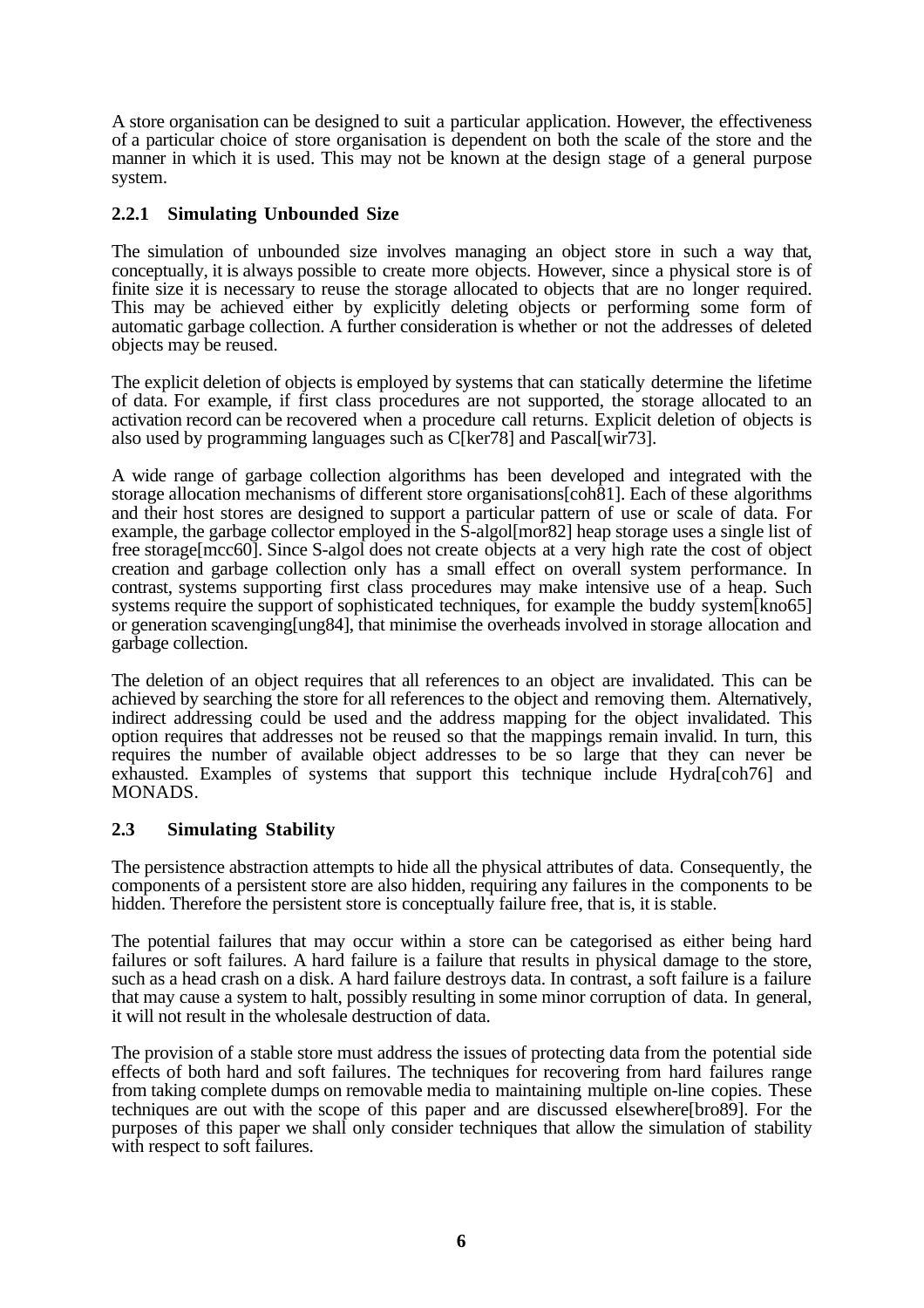A store organisation can be designed to suit a particular application. However, the effectiveness of a particular choice of store organisation is dependent on both the scale of the store and the manner in which it is used. This may not be known at the design stage of a general purpose system.

### 2.2.1 Simulating Unbounded Size

The simulation of unbounded size involves managing an object store in such a way that, conceptually, it is always possible to create more objects. However, since a physical store is of finite size it is necessary to reuse the storage allocated to objects that are no longer required. This may be achieved either by explicitly deleting objects or performing some form of automatic garbage collection. A further consideration is whether or not the addresses of deleted objects may be reused.

The explicit deletion of objects is employed by systems that can statically determine the lifetime of data. For example, if first class procedures are not supported, the storage allocated to an activation record can be recovered when a procedure call returns. Explicit deletion of objects is also used by programming languages such as C[ker78] and Pascal[wir73].

A wide range of garbage collection algorithms has been developed and integrated with the storage allocation mechanisms of different store organisations[coh81]. Each of these algorithms and their host stores are designed to support a particular pattern of use or scale of data. For example, the garbage collector employed in the S-algol[mor82] heap storage uses a single list of free storage[mcc60]. Since S-algol does not create objects at a very high rate the cost of object creation and garbage collection only has a small effect on overall system performance. In contrast, systems supporting first class procedures may make intensive use of a heap. Such systems require the support of sophisticated techniques, for example the buddy system[kno65] or generation scavenging[ung84], that minimise the overheads involved in storage allocation and garbage collection.

The deletion of an object requires that all references to an object are invalidated. This can be achieved by searching the store for all references to the object and removing them. Alternatively, indirect addressing could be used and the address mapping for the object invalidated. This option requires that addresses not be reused so that the mappings remain invalid. In turn, this requires the number of available object addresses to be so large that they can never be exhausted. Examples of systems that support this technique include Hydra[coh76] and MONADS.

## 2.3 Simulating Stability

The persistence abstraction attempts to hide all the physical attributes of data. Consequently, the components of a persistent store are also hidden, requiring any failures in the components to be hidden. Therefore the persistent store is conceptually failure free, that is, it is stable.

The potential failures that may occur within a store can be categorised as either being hard failures or soft failures. A hard failure is a failure that results in physical damage to the store, such as a head crash on a disk. A hard failure destroys data. In contrast, a soft failure is a failure that may cause a system to halt, possibly resulting in some minor corruption of data. In general, it will not result in the wholesale destruction of data.

The provision of a stable store must address the issues of protecting data from the potential side effects of both hard and soft failures. The techniques for recovering from hard failures range from taking complete dumps on removable media to maintaining multiple on-line copies. These techniques are out with the scope of this paper and are discussed elsewhere[bro89]. For the purposes of this paper we shall only consider techniques that allow the simulation of stability with respect to soft failures.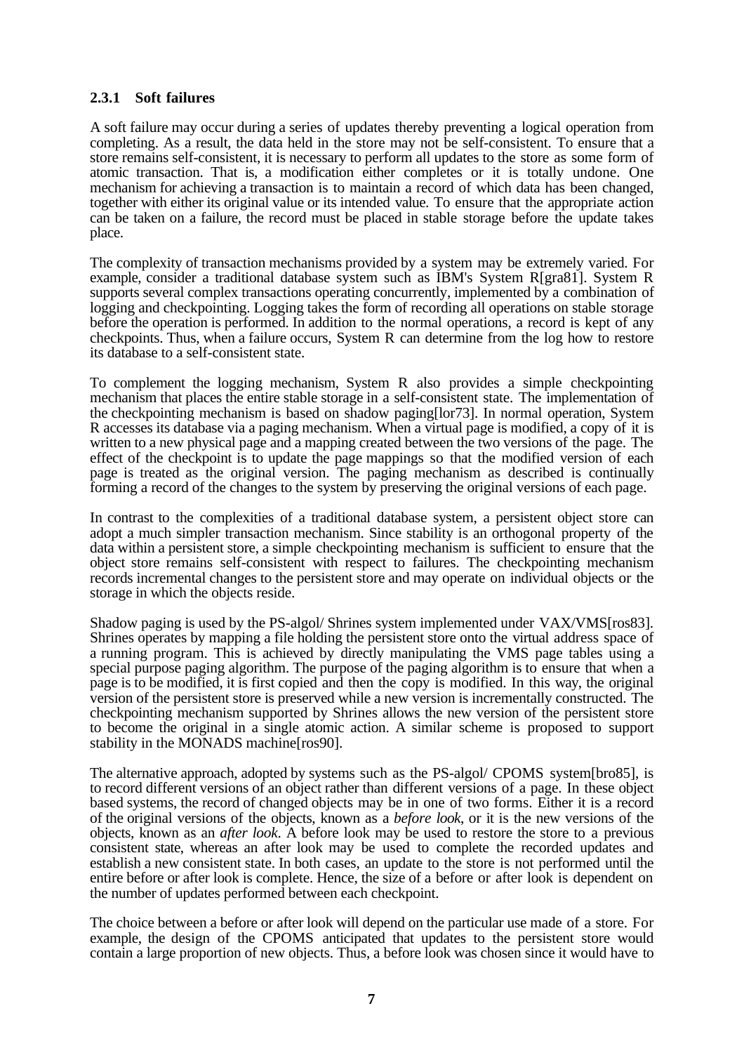### 2.3.1 Soft failures

A soft failure may occur during a series of updates thereby preventing a logical operation from completing. As a result, the data held in the store may not be self-consistent. To ensure that a store remains self-consistent, it is necessary to perform all updates to the store as some form of atomic transaction. That is, a modification either completes or it is totally undone. One mechanism for achieving a transaction is to maintain a record of which data has been changed, together with either its original value or its intended value. To ensure that the appropriate action can be taken on a failure, the record must be placed in stable storage before the update takes place.

The complexity of transaction mechanisms provided by a system may be extremely varied. For example, consider a traditional database system such as IBM's System R[gra81]. System R supports several complex transactions operating concurrently, implemented by a combination of logging and checkpointing. Logging takes the form of recording all operations on stable storage before the operation is performed. In addition to the normal operations, a record is kept of any checkpoints. Thus, when a failure occurs, System R can determine from the log how to restore its database to a self-consistent state.

To complement the logging mechanism, System R also provides a simple checkpointing mechanism that places the entire stable storage in a self-consistent state. The implementation of the checkpointing mechanism is based on shadow paging[lor73]. In normal operation, System R accesses its database via a paging mechanism. When a virtual page is modified, a copy of it is written to a new physical page and a mapping created between the two versions of the page. The effect of the checkpoint is to update the page mappings so that the modified version of each page is treated as the original version. The paging mechanism as described is continually forming a record of the changes to the system by preserving the original versions of each page.

In contrast to the complexities of a traditional database system, a persistent object store can adopt a much simpler transaction mechanism. Since stability is an orthogonal property of the data within a persistent store, a simple checkpointing mechanism is sufficient to ensure that the object store remains self-consistent with respect to failures. The checkpointing mechanism records incremental changes to the persistent store and may operate on individual objects or the storage in which the objects reside.

Shadow paging is used by the PS-algol/ Shrines system implemented under VAX/VMS[ros83]. Shrines operates by mapping a file holding the persistent store onto the virtual address space of a running program. This is achieved by directly manipulating the VMS page tables using a special purpose paging algorithm. The purpose of the paging algorithm is to ensure that when a page is to be modified, it is first copied and then the copy is modified. In this way, the original version of the persistent store is preserved while a new version is incrementally constructed. The checkpointing mechanism supported by Shrines allows the new version of the persistent store to become the original in a single atomic action. A similar scheme is proposed to support stability in the MONADS machine[ros90].

The alternative approach, adopted by systems such as the PS-algol/ CPOMS system[bro85], is to record different versions of an object rather than different versions of a page. In these object based systems, the record of changed objects may be in one of two forms. Either it is a record of the original versions of the objects, known as a *before look*, or it is the new versions of the objects, known as an *after look*. A before look may be used to restore the store to a previous consistent state, whereas an after look may be used to complete the recorded updates and establish a new consistent state. In both cases, an update to the store is not performed until the entire before or after look is complete. Hence, the size of a before or after look is dependent on the number of updates performed between each checkpoint.

The choice between a before or after look will depend on the particular use made of a store. For example, the design of the CPOMS anticipated that updates to the persistent store would contain a large proportion of new objects. Thus, a before look was chosen since it would have to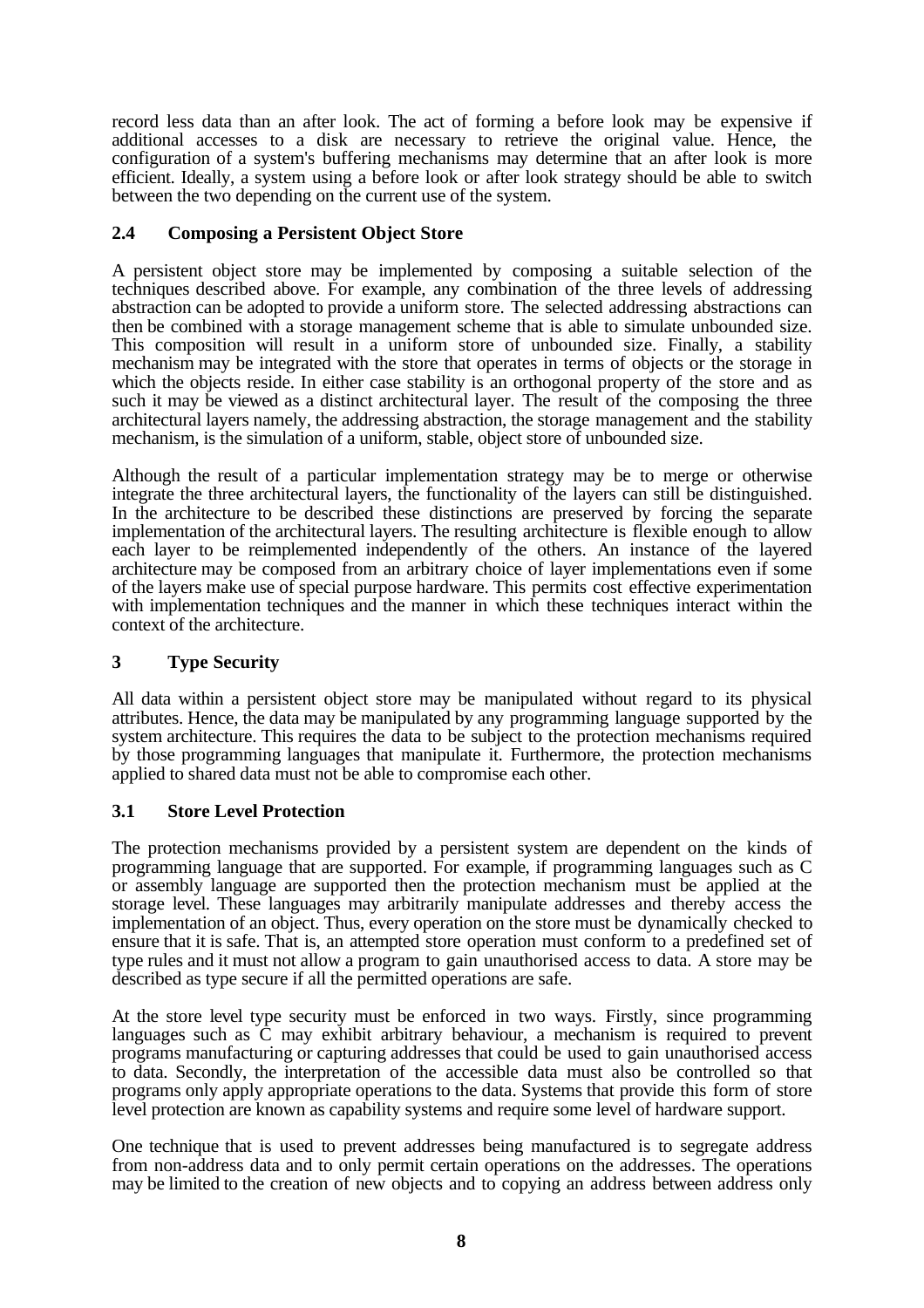record less data than an after look. The act of forming a before look may be expensive if additional accesses to a disk are necessary to retrieve the original value. Hence, the configuration of a system's buffering mechanisms may determine that an after look is more efficient. Ideally, a system using a before look or after look strategy should be able to switch between the two depending on the current use of the system.

### 2.4 Composing a Persistent Object Store

A persistent object store may be implemented by composing a suitable selection of the techniques described above. For example, any combination of the three levels of addressing abstraction can be adopted to provide a uniform store. The selected addressing abstractions can then be combined with a storage management scheme that is able to simulate unbounded size. This composition will result in a uniform store of unbounded size. Finally, a stability mechanism may be integrated with the store that operates in terms of objects or the storage in which the objects reside. In either case stability is an orthogonal property of the store and as such it may be viewed as a distinct architectural layer. The result of the composing the three architectural layers namely, the addressing abstraction, the storage management and the stability mechanism, is the simulation of a uniform, stable, object store of unbounded size.

Although the result of a particular implementation strategy may be to merge or otherwise integrate the three architectural layers, the functionality of the layers can still be distinguished. In the architecture to be described these distinctions are preserved by forcing the separate implementation of the architectural layers. The resulting architecture is flexible enough to allow each layer to be reimplemented independently of the others. An instance of the layered architecture may be composed from an arbitrary choice of layer implementations even if some of the layers make use of special purpose hardware. This permits cost effective experimentation with implementation techniques and the manner in which these techniques interact within the context of the architecture.

## 3 Type Security

All data within a persistent object store may be manipulated without regard to its physical attributes. Hence, the data may be manipulated by any programming language supported by the system architecture. This requires the data to be subject to the protection mechanisms required by those programming languages that manipulate it. Furthermore, the protection mechanisms applied to shared data must not be able to compromise each other.

### 3.1 Store Level Protection

The protection mechanisms provided by a persistent system are dependent on the kinds of programming language that are supported. For example, if programming languages such as C or assembly language are supported then the protection mechanism must be applied at the storage level. These languages may arbitrarily manipulate addresses and thereby access the implementation of an object. Thus, every operation on the store must be dynamically checked to ensure that it is safe. That is, an attempted store operation must conform to a predefined set of type rules and it must not allow a program to gain unauthorised access to data. A store may be described as type secure if all the permitted operations are safe.

At the store level type security must be enforced in two ways. Firstly, since programming languages such as C may exhibit arbitrary behaviour, a mechanism is required to prevent programs manufacturing or capturing addresses that could be used to gain unauthorised access to data. Secondly, the interpretation of the accessible data must also be controlled so that programs only apply appropriate operations to the data. Systems that provide this form of store level protection are known as capability systems and require some level of hardware support.

One technique that is used to prevent addresses being manufactured is to segregate address from non-address data and to only permit certain operations on the addresses. The operations may be limited to the creation of new objects and to copying an address between address only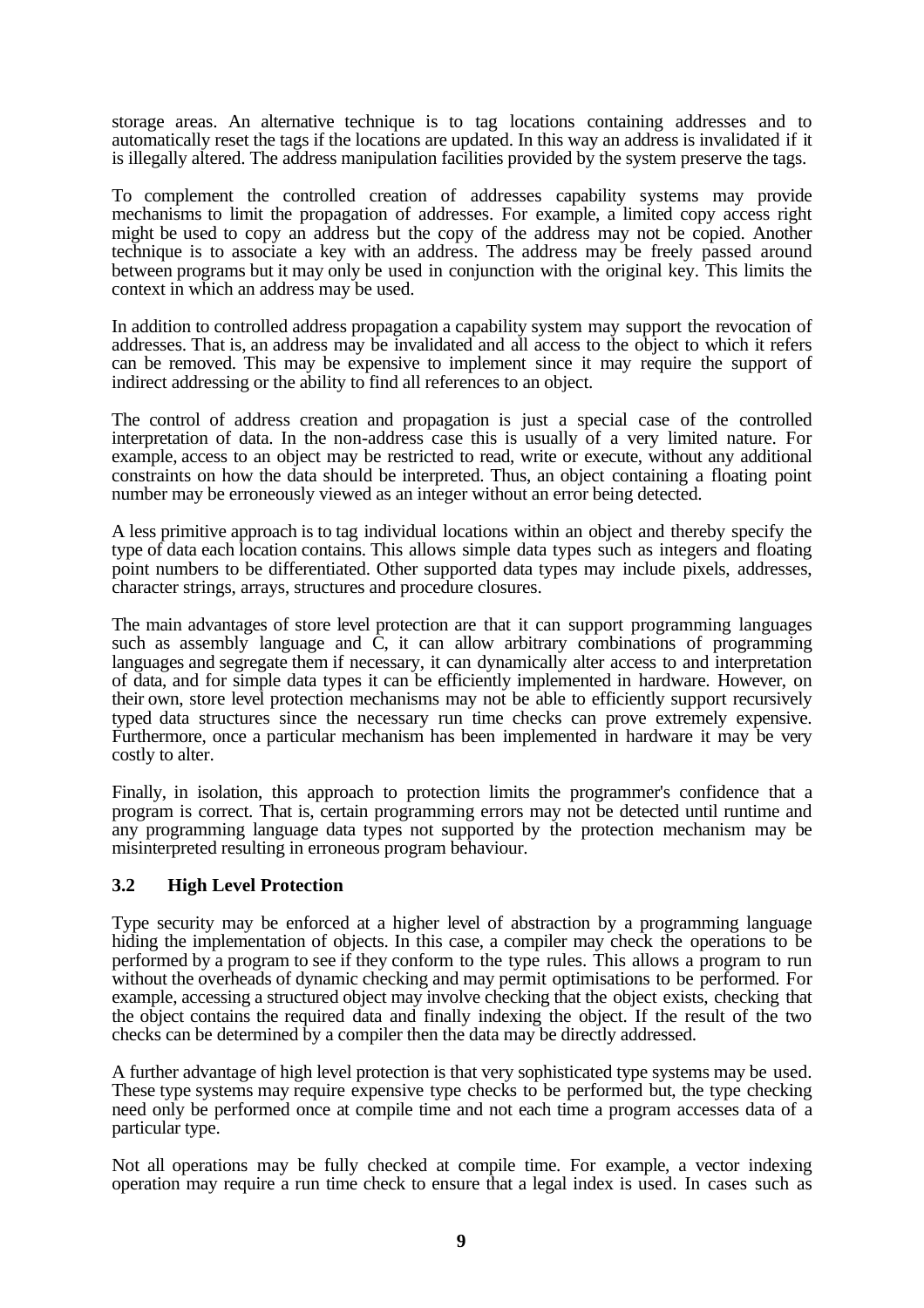storage areas. An alternative technique is to tag locations containing addresses and to automatically reset the tags if the locations are updated. In this way an address is invalidated if it is illegally altered. The address manipulation facilities provided by the system preserve the tags.

To complement the controlled creation of addresses capability systems may provide mechanisms to limit the propagation of addresses. For example, a limited copy access right might be used to copy an address but the copy of the address may not be copied. Another technique is to associate a key with an address. The address may be freely passed around between programs but it may only be used in conjunction with the original key. This limits the context in which an address may be used.

In addition to controlled address propagation a capability system may support the revocation of addresses. That is, an address may be invalidated and all access to the object to which it refers can be removed. This may be expensive to implement since it may require the support of indirect addressing or the ability to find all references to an object.

The control of address creation and propagation is just a special case of the controlled interpretation of data. In the non-address case this is usually of a very limited nature. For example, access to an object may be restricted to read, write or execute, without any additional constraints on how the data should be interpreted. Thus, an object containing a floating point number may be erroneously viewed as an integer without an error being detected.

A less primitive approach is to tag individual locations within an object and thereby specify the type of data each location contains. This allows simple data types such as integers and floating point numbers to be differentiated. Other supported data types may include pixels, addresses, character strings, arrays, structures and procedure closures.

The main advantages of store level protection are that it can support programming languages such as assembly language and C, it can allow arbitrary combinations of programming languages and segregate them if necessary, it can dynamically alter access to and interpretation of data, and for simple data types it can be efficiently implemented in hardware. However, on their own, store level protection mechanisms may not be able to efficiently support recursively typed data structures since the necessary run time checks can prove extremely expensive. Furthermore, once a particular mechanism has been implemented in hardware it may be very costly to alter.

Finally, in isolation, this approach to protection limits the programmer's confidence that a program is correct. That is, certain programming errors may not be detected until runtime and any programming language data types not supported by the protection mechanism may be misinterpreted resulting in erroneous program behaviour.

### 3.2 High Level Protection

Type security may be enforced at a higher level of abstraction by a programming language hiding the implementation of objects. In this case, a compiler may check the operations to be performed by a program to see if they conform to the type rules. This allows a program to run without the overheads of dynamic checking and may permit optimisations to be performed. For example, accessing a structured object may involve checking that the object exists, checking that the object contains the required data and finally indexing the object. If the result of the two checks can be determined by a compiler then the data may be directly addressed.

A further advantage of high level protection is that very sophisticated type systems may be used. These type systems may require expensive type checks to be performed but, the type checking need only be performed once at compile time and not each time a program accesses data of a particular type.

Not all operations may be fully checked at compile time. For example, a vector indexing operation may require a run time check to ensure that a legal index is used. In cases such as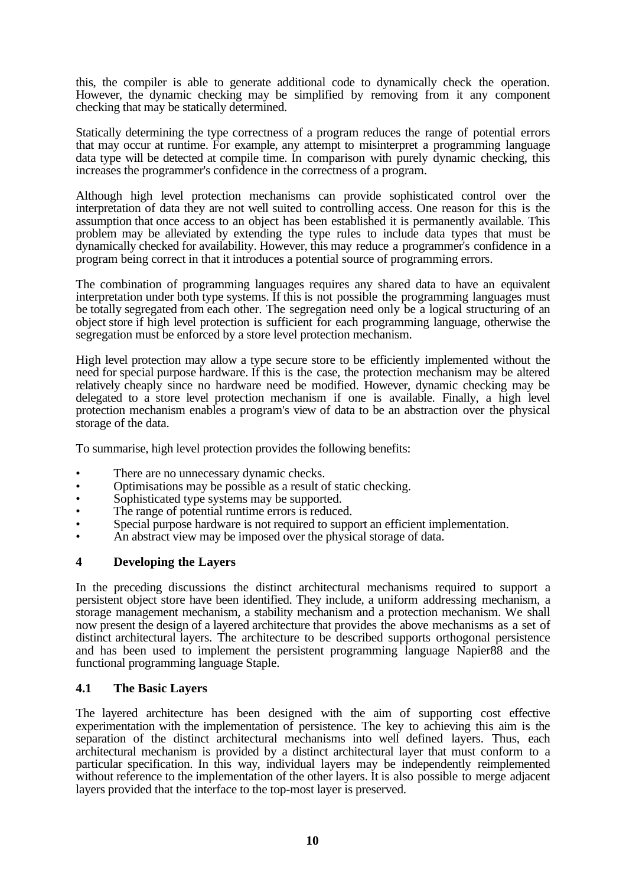this, the compiler is able to generate additional code to dynamically check the operation. However, the dynamic checking may be simplified by removing from it any component checking that may be statically determined.

Statically determining the type correctness of a program reduces the range of potential errors that may occur at runtime. For example, any attempt to misinterpret a programming language data type will be detected at compile time. In comparison with purely dynamic checking, this increases the programmer's confidence in the correctness of a program.

Although high level protection mechanisms can provide sophisticated control over the interpretation of data they are not well suited to controlling access. One reason for this is the assumption that once access to an object has been established it is permanently available. This problem may be alleviated by extending the type rules to include data types that must be dynamically checked for availability. However, this may reduce a programmer's confidence in a program being correct in that it introduces a potential source of programming errors.

The combination of programming languages requires any shared data to have an equivalent interpretation under both type systems. If this is not possible the programming languages must be totally segregated from each other. The segregation need only be a logical structuring of an object store if high level protection is sufficient for each programming language, otherwise the segregation must be enforced by a store level protection mechanism.

High level protection may allow a type secure store to be efficiently implemented without the need for special purpose hardware. If this is the case, the protection mechanism may be altered relatively cheaply since no hardware need be modified. However, dynamic checking may be delegated to a store level protection mechanism if one is available. Finally, a high level protection mechanism enables a program's view of data to be an abstraction over the physical storage of the data.

To summarise, high level protection provides the following benefits:

- There are no unnecessary dynamic checks.
- Optimisations may be possible as a result of static checking.
- Sophisticated type systems may be supported.
- The range of potential runtime errors is reduced.
- Special purpose hardware is not required to support an efficient implementation.
- An abstract view may be imposed over the physical storage of data.

## 4 Developing the Layers

In the preceding discussions the distinct architectural mechanisms required to support a persistent object store have been identified. They include, a uniform addressing mechanism, a storage management mechanism, a stability mechanism and a protection mechanism. We shall now present the design of a layered architecture that provides the above mechanisms as a set of distinct architectural layers. The architecture to be described supports orthogonal persistence and has been used to implement the persistent programming language Napier88 and the functional programming language Staple.

### 4.1 The Basic Layers

The layered architecture has been designed with the aim of supporting cost effective experimentation with the implementation of persistence. The key to achieving this aim is the separation of the distinct architectural mechanisms into well defined layers. Thus, each architectural mechanism is provided by a distinct architectural layer that must conform to a particular specification. In this way, individual layers may be independently reimplemented without reference to the implementation of the other layers. It is also possible to merge adjacent layers provided that the interface to the top-most layer is preserved.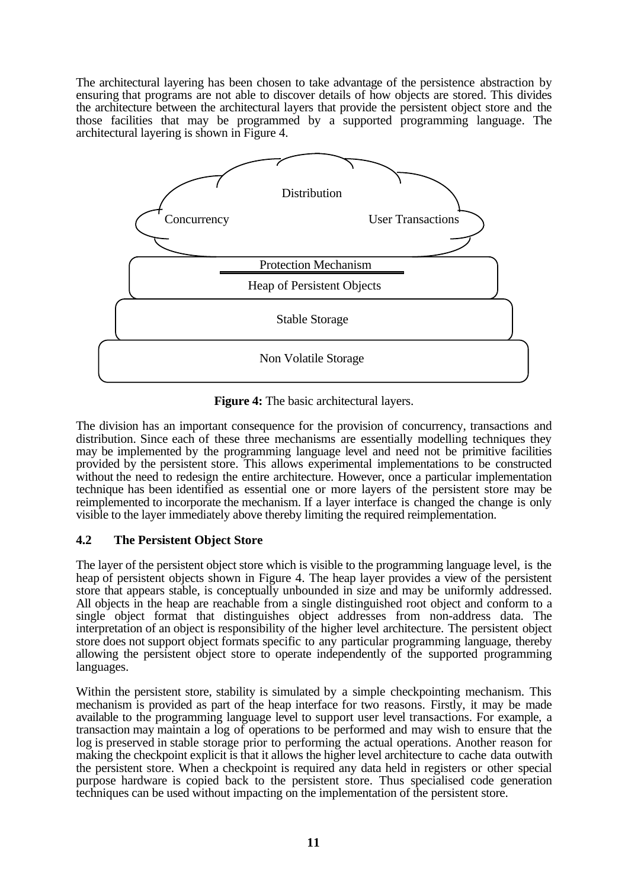The architectural layering has been chosen to take advantage of the persistence abstraction by ensuring that programs are not able to discover details of how objects are stored. This divides the architecture between the architectural layers that provide the persistent object store and the those facilities that may be programmed by a supported programming language. The architectural layering is shown in Figure 4.

Distribution

Concurrency

User Transactions

Protection Mechanism

Heap of Persistent Objects

Stable Storage

Non Volatile Storage

**Figure 4:** The basic architectural layers.

The division has an important consequence for the provision of concurrency, transactions and distribution. Since each of these three mechanisms are essentially modelling techniques they may be implemented by the programming language level and need not be primitive facilities provided by the persistent store. This allows experimental implementations to be constructed without the need to redesign the entire architecture. However, once a particular implementation technique has been identified as essential one or more layers of the persistent store may be reimplemented to incorporate the mechanism. If a layer interface is changed the change is only visible to the layer immediately above thereby limiting the required reimplementation.

### 4.2 The Persistent Object Store

The layer of the persistent object store which is visible to the programming language level, is the heap of persistent objects shown in Figure 4. The heap layer provides a view of the persistent store that appears stable, is conceptually unbounded in size and may be uniformly addressed. All objects in the heap are reachable from a single distinguished root object and conform to a single object format that distinguishes object addresses from non-address data. The interpretation of an object is responsibility of the higher level architecture. The persistent object store does not support object formats specific to any particular programming language, thereby allowing the persistent object store to operate independently of the supported programming languages.

Within the persistent store, stability is simulated by a simple checkpointing mechanism. This mechanism is provided as part of the heap interface for two reasons. Firstly, it may be made available to the programming language level to support user level transactions. For example, a transaction may maintain a log of operations to be performed and may wish to ensure that the log is preserved in stable storage prior to performing the actual operations. Another reason for making the checkpoint explicit is that it allows the higher level architecture to cache data outwith the persistent store. When a checkpoint is required any data held in registers or other special purpose hardware is copied back to the persistent store. Thus specialised code generation techniques can be used without impacting on the implementation of the persistent store.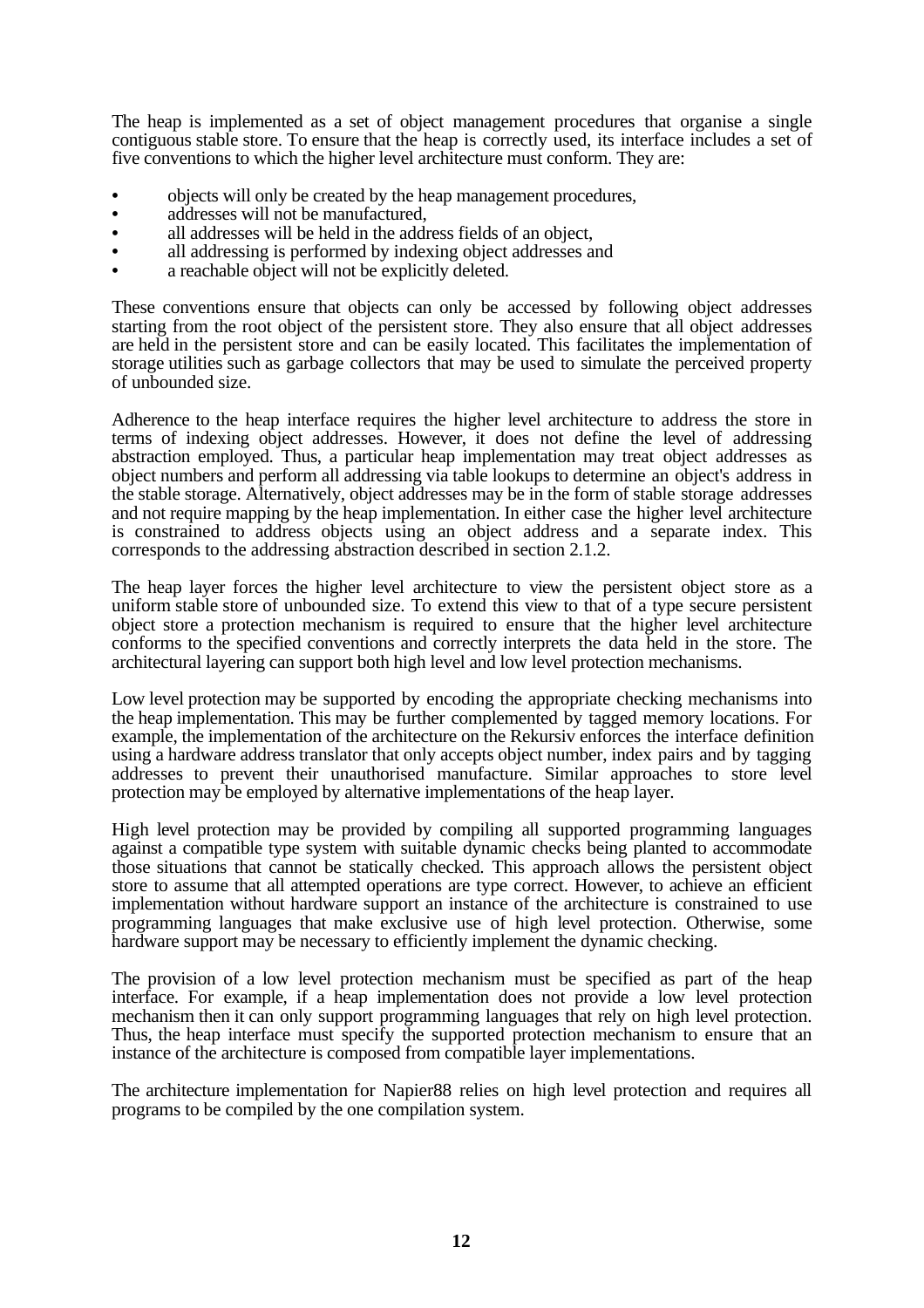The heap is implemented as a set of object management procedures that organise a single contiguous stable store. To ensure that the heap is correctly used, its interface includes a set of five conventions to which the higher level architecture must conform. They are:

- objects will only be created by the heap management procedures,
- addresses will not be manufactured,
- all addresses will be held in the address fields of an object,
- all addressing is performed by indexing object addresses and
- a reachable object will not be explicitly deleted.

These conventions ensure that objects can only be accessed by following object addresses starting from the root object of the persistent store. They also ensure that all object addresses are held in the persistent store and can be easily located. This facilitates the implementation of storage utilities such as garbage collectors that may be used to simulate the perceived property of unbounded size.

Adherence to the heap interface requires the higher level architecture to address the store in terms of indexing object addresses. However, it does not define the level of addressing abstraction employed. Thus, a particular heap implementation may treat object addresses as object numbers and perform all addressing via table lookups to determine an object's address in the stable storage. Alternatively, object addresses may be in the form of stable storage addresses and not require mapping by the heap implementation. In either case the higher level architecture is constrained to address objects using an object address and a separate index. This corresponds to the addressing abstraction described in section 2.1.2.

The heap layer forces the higher level architecture to view the persistent object store as a uniform stable store of unbounded size. To extend this view to that of a type secure persistent object store a protection mechanism is required to ensure that the higher level architecture conforms to the specified conventions and correctly interprets the data held in the store. The architectural layering can support both high level and low level protection mechanisms.

Low level protection may be supported by encoding the appropriate checking mechanisms into the heap implementation. This may be further complemented by tagged memory locations. For example, the implementation of the architecture on the Rekursiv enforces the interface definition using a hardware address translator that only accepts object number, index pairs and by tagging addresses to prevent their unauthorised manufacture. Similar approaches to store level protection may be employed by alternative implementations of the heap layer.

High level protection may be provided by compiling all supported programming languages against a compatible type system with suitable dynamic checks being planted to accommodate those situations that cannot be statically checked. This approach allows the persistent object store to assume that all attempted operations are type correct. However, to achieve an efficient implementation without hardware support an instance of the architecture is constrained to use programming languages that make exclusive use of high level protection. Otherwise, some hardware support may be necessary to efficiently implement the dynamic checking.

The provision of a low level protection mechanism must be specified as part of the heap interface. For example, if a heap implementation does not provide a low level protection mechanism then it can only support programming languages that rely on high level protection. Thus, the heap interface must specify the supported protection mechanism to ensure that an instance of the architecture is composed from compatible layer implementations.

The architecture implementation for Napier88 relies on high level protection and requires all programs to be compiled by the one compilation system.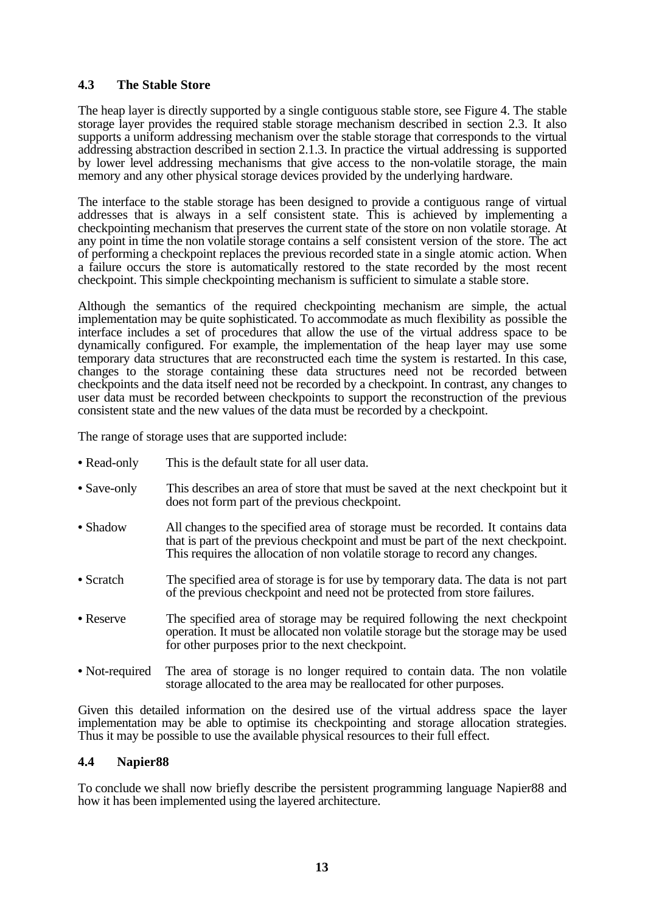### 4.3 The Stable Store

The heap layer is directly supported by a single contiguous stable store, see Figure 4. The stable storage layer provides the required stable storage mechanism described in section 2.3. It also supports a uniform addressing mechanism over the stable storage that corresponds to the virtual addressing abstraction described in section 2.1.3. In practice the virtual addressing is supported by lower level addressing mechanisms that give access to the non-volatile storage, the main memory and any other physical storage devices provided by the underlying hardware.

The interface to the stable storage has been designed to provide a contiguous range of virtual addresses that is always in a self consistent state. This is achieved by implementing a checkpointing mechanism that preserves the current state of the store on non volatile storage. At any point in time the non volatile storage contains a self consistent version of the store. The act of performing a checkpoint replaces the previous recorded state in a single atomic action. When a failure occurs the store is automatically restored to the state recorded by the most recent checkpoint. This simple checkpointing mechanism is sufficient to simulate a stable store.

Although the semantics of the required checkpointing mechanism are simple, the actual implementation may be quite sophisticated. To accommodate as much flexibility as possible the interface includes a set of procedures that allow the use of the virtual address space to be dynamically configured. For example, the implementation of the heap layer may use some temporary data structures that are reconstructed each time the system is restarted. In this case, changes to the storage containing these data structures need not be recorded between checkpoints and the data itself need not be recorded by a checkpoint. In contrast, any changes to user data must be recorded between checkpoints to support the reconstruction of the previous consistent state and the new values of the data must be recorded by a checkpoint.

The range of storage uses that are supported include:

- Read-only — This is the default state for all user data.
- Save-only — This describes an area of store that must be saved at the next checkpoint but it does not form part of the previous checkpoint.
- Shadow — All changes to the specified area of storage must be recorded. It contains data that is part of the previous checkpoint and must be part of the next checkpoint. This requires the allocation of non volatile storage to record any changes.
- Scratch — The specified area of storage is for use by temporary data. The data is not part of the previous checkpoint and need not be protected from store failures.
- Reserve — The specified area of storage may be required following the next checkpoint operation. It must be allocated non volatile storage but the storage may be used for other purposes prior to the next checkpoint.
- Not-required — The area of storage is no longer required to contain data. The non volatile storage allocated to the area may be reallocated for other purposes.

Given this detailed information on the desired use of the virtual address space the layer implementation may be able to optimise its checkpointing and storage allocation strategies. Thus it may be possible to use the available physical resources to their full effect.

### 4.4 Napier88

To conclude we shall now briefly describe the persistent programming language Napier88 and how it has been implemented using the layered architecture.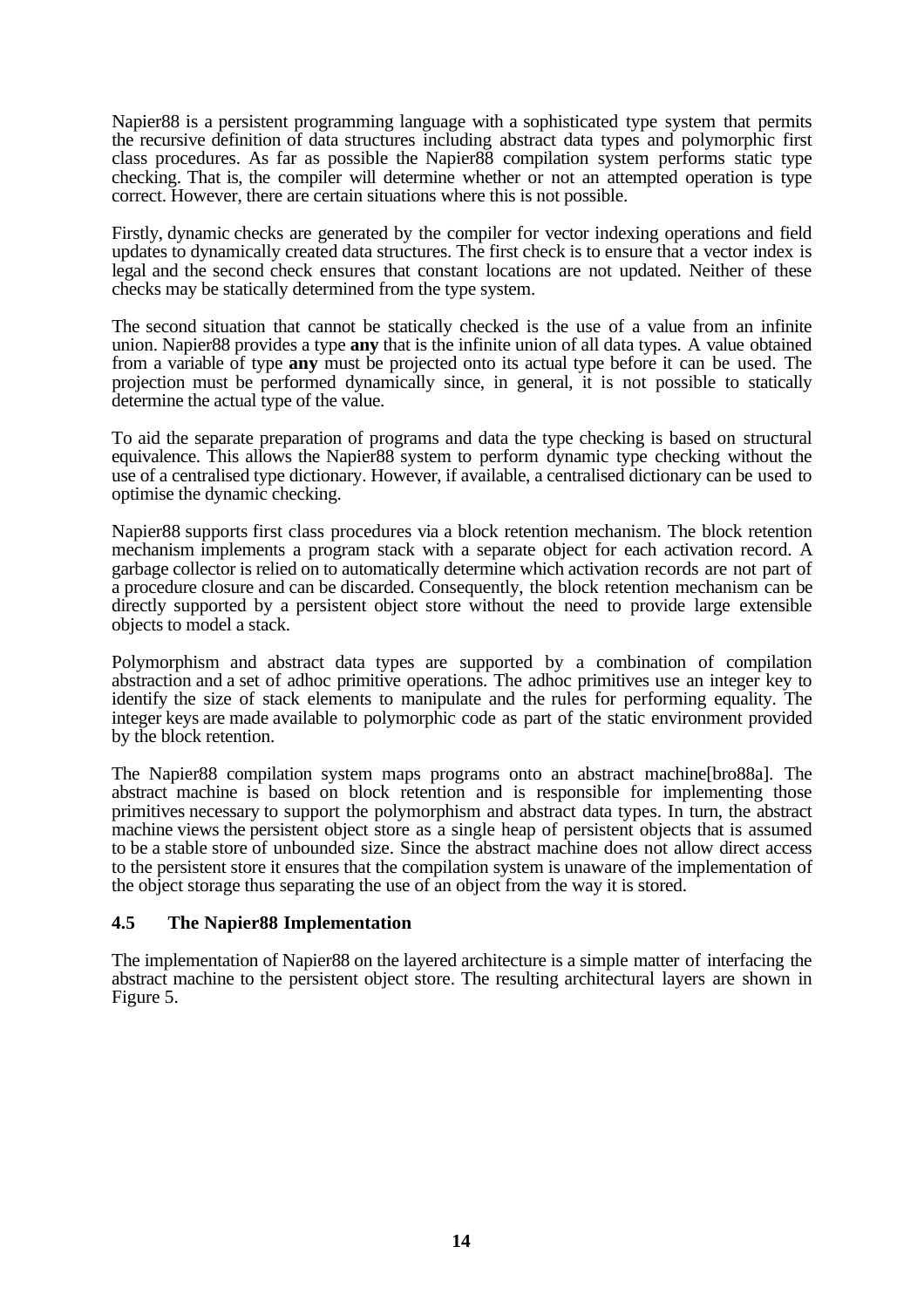Napier88 is a persistent programming language with a sophisticated type system that permits the recursive definition of data structures including abstract data types and polymorphic first class procedures. As far as possible the Napier88 compilation system performs static type checking. That is, the compiler will determine whether or not an attempted operation is type correct. However, there are certain situations where this is not possible.

Firstly, dynamic checks are generated by the compiler for vector indexing operations and field updates to dynamically created data structures. The first check is to ensure that a vector index is legal and the second check ensures that constant locations are not updated. Neither of these checks may be statically determined from the type system.

The second situation that cannot be statically checked is the use of a value from an infinite union. Napier88 provides a type **any** that is the infinite union of all data types. A value obtained from a variable of type **any** must be projected onto its actual type before it can be used. The projection must be performed dynamically since, in general, it is not possible to statically determine the actual type of the value.

To aid the separate preparation of programs and data the type checking is based on structural equivalence. This allows the Napier88 system to perform dynamic type checking without the use of a centralised type dictionary. However, if available, a centralised dictionary can be used to optimise the dynamic checking.

Napier88 supports first class procedures via a block retention mechanism. The block retention mechanism implements a program stack with a separate object for each activation record. A garbage collector is relied on to automatically determine which activation records are not part of a procedure closure and can be discarded. Consequently, the block retention mechanism can be directly supported by a persistent object store without the need to provide large extensible objects to model a stack.

Polymorphism and abstract data types are supported by a combination of compilation abstraction and a set of adhoc primitive operations. The adhoc primitives use an integer key to identify the size of stack elements to manipulate and the rules for performing equality. The integer keys are made available to polymorphic code as part of the static environment provided by the block retention.

The Napier88 compilation system maps programs onto an abstract machine[bro88a]. The abstract machine is based on block retention and is responsible for implementing those primitives necessary to support the polymorphism and abstract data types. In turn, the abstract machine views the persistent object store as a single heap of persistent objects that is assumed to be a stable store of unbounded size. Since the abstract machine does not allow direct access to the persistent store it ensures that the compilation system is unaware of the implementation of the object storage thus separating the use of an object from the way it is stored.

### 4.5 The Napier88 Implementation

The implementation of Napier88 on the layered architecture is a simple matter of interfacing the abstract machine to the persistent object store. The resulting architectural layers are shown in Figure 5.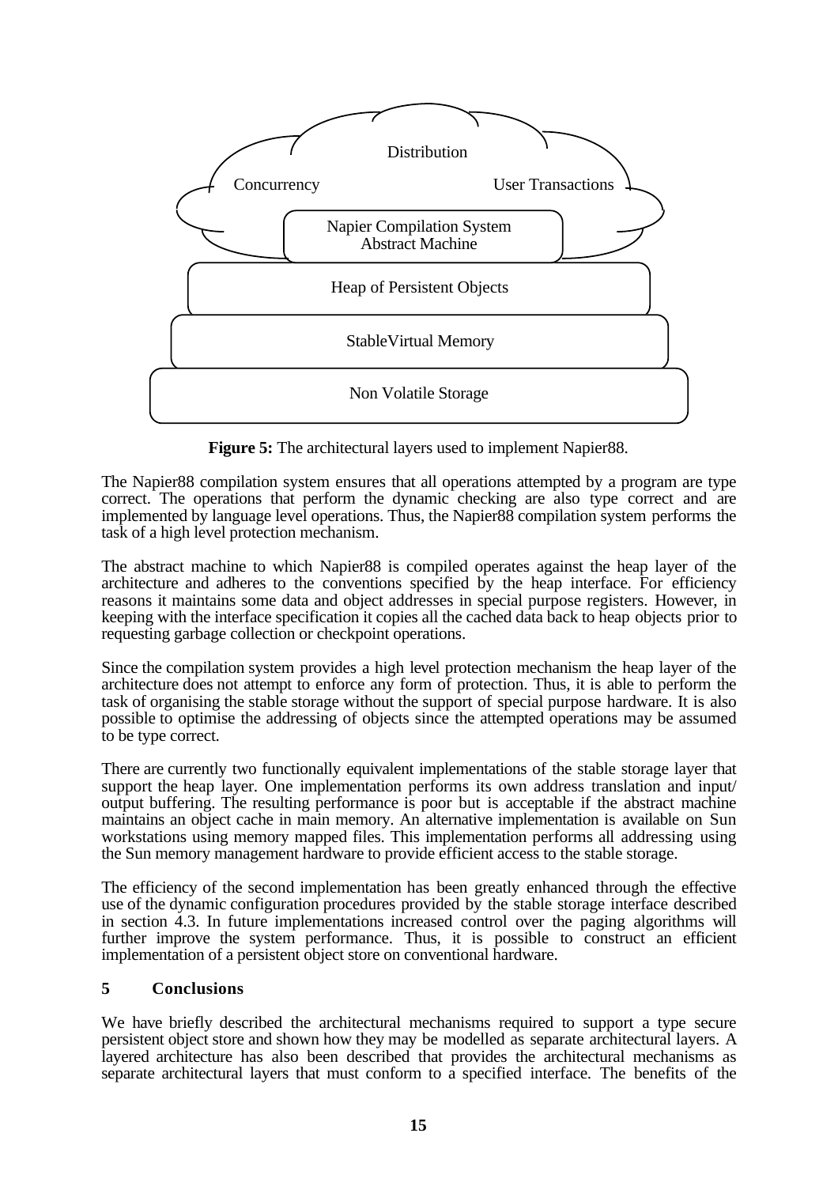Distribution

Concurrency

User Transactions

Napier Compilation System
Abstract Machine

Heap of Persistent Objects

StableVirtual Memory

Non Volatile Storage

**Figure 5:** The architectural layers used to implement Napier88.

The Napier88 compilation system ensures that all operations attempted by a program are type correct. The operations that perform the dynamic checking are also type correct and are implemented by language level operations. Thus, the Napier88 compilation system performs the task of a high level protection mechanism.

The abstract machine to which Napier88 is compiled operates against the heap layer of the architecture and adheres to the conventions specified by the heap interface. For efficiency reasons it maintains some data and object addresses in special purpose registers. However, in keeping with the interface specification it copies all the cached data back to heap objects prior to requesting garbage collection or checkpoint operations.

Since the compilation system provides a high level protection mechanism the heap layer of the architecture does not attempt to enforce any form of protection. Thus, it is able to perform the task of organising the stable storage without the support of special purpose hardware. It is also possible to optimise the addressing of objects since the attempted operations may be assumed to be type correct.

There are currently two functionally equivalent implementations of the stable storage layer that support the heap layer. One implementation performs its own address translation and input/output buffering. The resulting performance is poor but is acceptable if the abstract machine maintains an object cache in main memory. An alternative implementation is available on Sun workstations using memory mapped files. This implementation performs all addressing using the Sun memory management hardware to provide efficient access to the stable storage.

The efficiency of the second implementation has been greatly enhanced through the effective use of the dynamic configuration procedures provided by the stable storage interface described in section 4.3. In future implementations increased control over the paging algorithms will further improve the system performance. Thus, it is possible to construct an efficient implementation of a persistent object store on conventional hardware.

## 5 Conclusions

We have briefly described the architectural mechanisms required to support a type secure persistent object store and shown how they may be modelled as separate architectural layers. A layered architecture has also been described that provides the architectural mechanisms as separate architectural layers that must conform to a specified interface. The benefits of the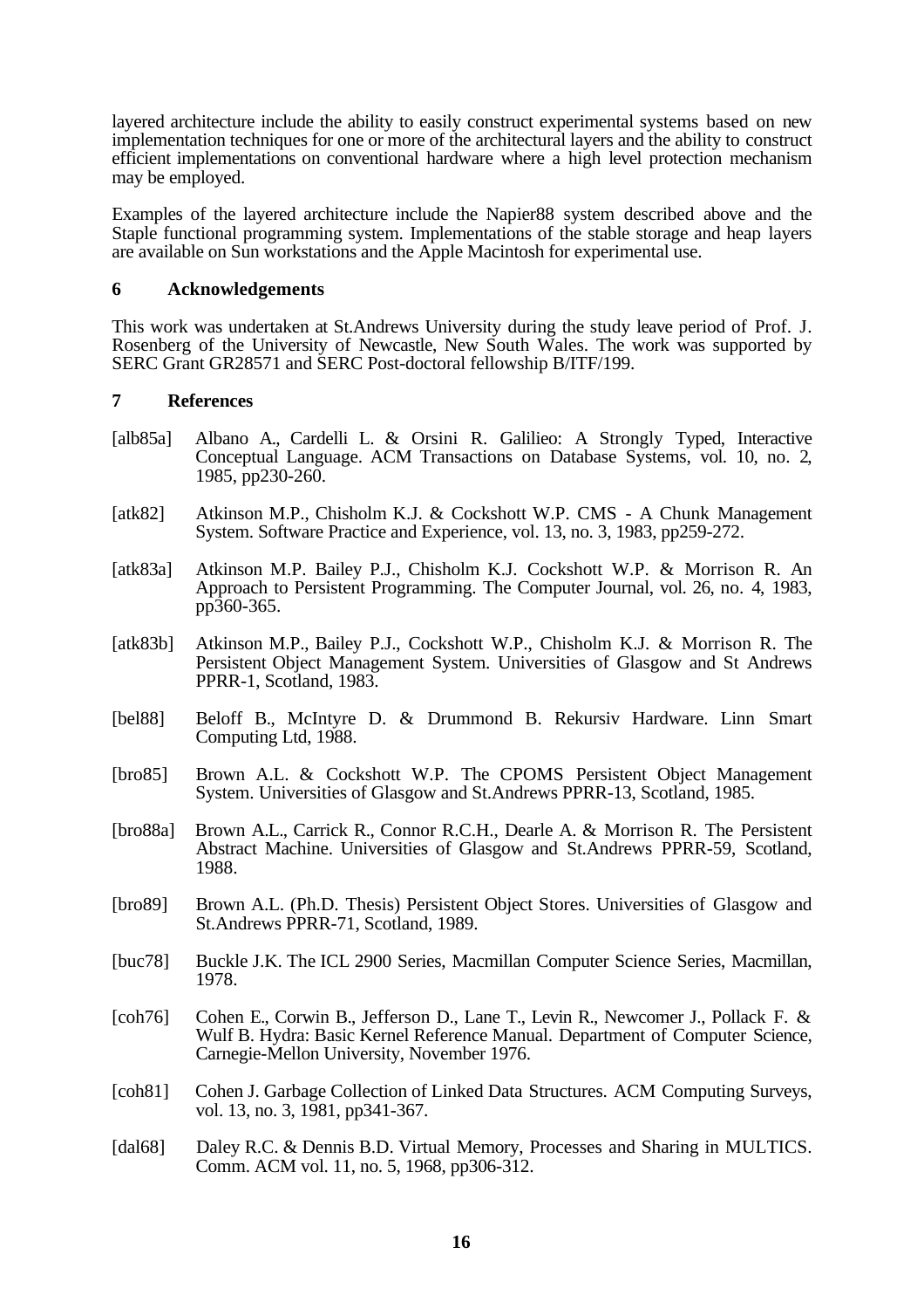layered architecture include the ability to easily construct experimental systems based on new implementation techniques for one or more of the architectural layers and the ability to construct efficient implementations on conventional hardware where a high level protection mechanism may be employed.

Examples of the layered architecture include the Napier88 system described above and the Staple functional programming system. Implementations of the stable storage and heap layers are available on Sun workstations and the Apple Macintosh for experimental use.

## 6 Acknowledgements

This work was undertaken at St.Andrews University during the study leave period of Prof. J. Rosenberg of the University of Newcastle, New South Wales. The work was supported by SERC Grant GR28571 and SERC Post-doctoral fellowship B/ITF/199.

## 7 References

[alb85a] Albano A., Cardelli L. & Orsini R. Galilieo: A Strongly Typed, Interactive Conceptual Language. ACM Transactions on Database Systems, vol. 10, no. 2, 1985, pp230-260.

[atk82] Atkinson M.P., Chisholm K.J. & Cockshott W.P. CMS - A Chunk Management System. Software Practice and Experience, vol. 13, no. 3, 1983, pp259-272.

[atk83a] Atkinson M.P. Bailey P.J., Chisholm K.J. Cockshott W.P. & Morrison R. An Approach to Persistent Programming. The Computer Journal, vol. 26, no. 4, 1983, pp360-365.

[atk83b] Atkinson M.P., Bailey P.J., Cockshott W.P., Chisholm K.J. & Morrison R. The Persistent Object Management System. Universities of Glasgow and St Andrews PPRR-1, Scotland, 1983.

[bel88] Beloff B., McIntyre D. & Drummond B. Rekursiv Hardware. Linn Smart Computing Ltd, 1988.

[bro85] Brown A.L. & Cockshott W.P. The CPOMS Persistent Object Management System. Universities of Glasgow and St.Andrews PPRR-13, Scotland, 1985.

[bro88a] Brown A.L., Carrick R., Connor R.C.H., Dearle A. & Morrison R. The Persistent Abstract Machine. Universities of Glasgow and St.Andrews PPRR-59, Scotland, 1988.

[bro89] Brown A.L. (Ph.D. Thesis) Persistent Object Stores. Universities of Glasgow and St.Andrews PPRR-71, Scotland, 1989.

[buc78] Buckle J.K. The ICL 2900 Series, Macmillan Computer Science Series, Macmillan, 1978.

[coh76] Cohen E., Corwin B., Jefferson D., Lane T., Levin R., Newcomer J., Pollack F. & Wulf B. Hydra: Basic Kernel Reference Manual. Department of Computer Science, Carnegie-Mellon University, November 1976.

[coh81] Cohen J. Garbage Collection of Linked Data Structures. ACM Computing Surveys, vol. 13, no. 3, 1981, pp341-367.

[dal68] Daley R.C. & Dennis B.D. Virtual Memory, Processes and Sharing in MULTICS. Comm. ACM vol. 11, no. 5, 1968, pp306-312.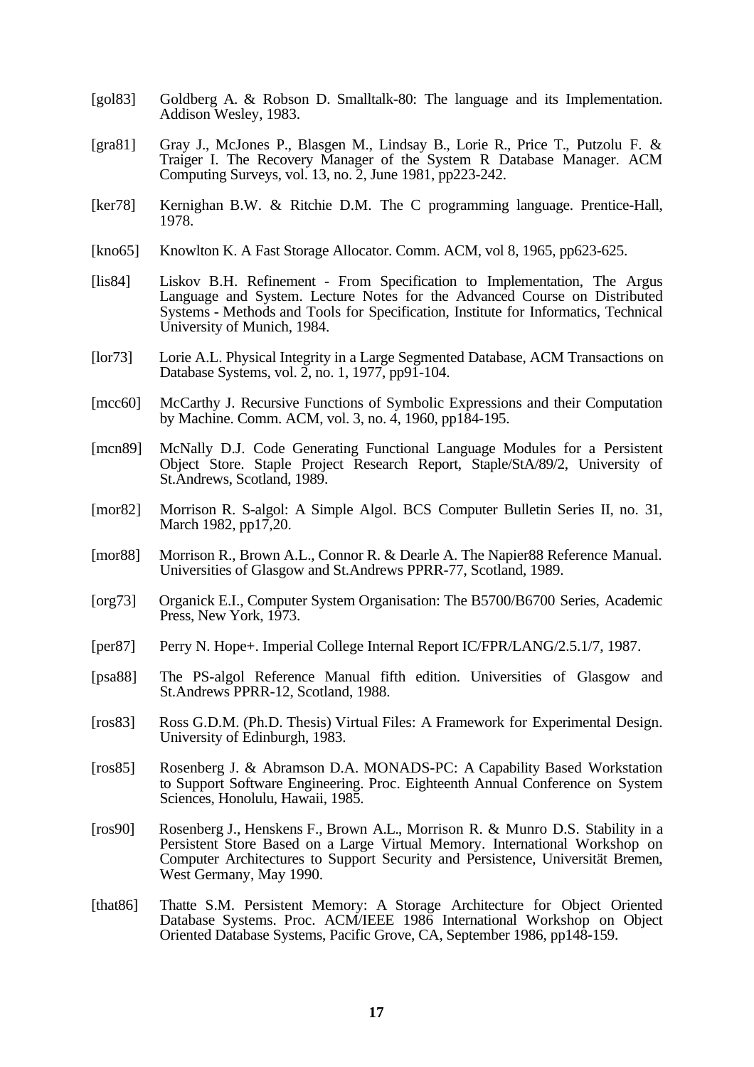[gol83] Goldberg A. & Robson D. Smalltalk-80: The language and its Implementation. Addison Wesley, 1983.

[gra81] Gray J., McJones P., Blasgen M., Lindsay B., Lorie R., Price T., Putzolu F. & Traiger I. The Recovery Manager of the System R Database Manager. ACM Computing Surveys, vol. 13, no. 2, June 1981, pp223-242.

[ker78] Kernighan B.W. & Ritchie D.M. The C programming language. Prentice-Hall, 1978.

[kno65] Knowlton K. A Fast Storage Allocator. Comm. ACM, vol 8, 1965, pp623-625.

[lis84] Liskov B.H. Refinement - From Specification to Implementation, The Argus Language and System. Lecture Notes for the Advanced Course on Distributed Systems - Methods and Tools for Specification, Institute for Informatics, Technical University of Munich, 1984.

[lor73] Lorie A.L. Physical Integrity in a Large Segmented Database, ACM Transactions on Database Systems, vol. 2, no. 1, 1977, pp91-104.

[mcc60] McCarthy J. Recursive Functions of Symbolic Expressions and their Computation by Machine. Comm. ACM, vol. 3, no. 4, 1960, pp184-195.

[mcn89] McNally D.J. Code Generating Functional Language Modules for a Persistent Object Store. Staple Project Research Report, Staple/StA/89/2, University of St.Andrews, Scotland, 1989.

[mor82] Morrison R. S-algol: A Simple Algol. BCS Computer Bulletin Series II, no. 31, March 1982, pp17,20.

[mor88] Morrison R., Brown A.L., Connor R. & Dearle A. The Napier88 Reference Manual. Universities of Glasgow and St.Andrews PPRR-77, Scotland, 1989.

[org73] Organick E.I., Computer System Organisation: The B5700/B6700 Series, Academic Press, New York, 1973.

[per87] Perry N. Hope+. Imperial College Internal Report IC/FPR/LANG/2.5.1/7, 1987.

[psa88] The PS-algol Reference Manual fifth edition. Universities of Glasgow and St.Andrews PPRR-12, Scotland, 1988.

[ros83] Ross G.D.M. (Ph.D. Thesis) Virtual Files: A Framework for Experimental Design. University of Edinburgh, 1983.

[ros85] Rosenberg J. & Abramson D.A. MONADS-PC: A Capability Based Workstation to Support Software Engineering. Proc. Eighteenth Annual Conference on System Sciences, Honolulu, Hawaii, 1985.

[ros90] Rosenberg J., Henskens F., Brown A.L., Morrison R. & Munro D.S. Stability in a Persistent Store Based on a Large Virtual Memory. International Workshop on Computer Architectures to Support Security and Persistence, Universität Bremen, West Germany, May 1990.

[that86] Thatte S.M. Persistent Memory: A Storage Architecture for Object Oriented Database Systems. Proc. ACM/IEEE 1986 International Workshop on Object Oriented Database Systems, Pacific Grove, CA, September 1986, pp148-159.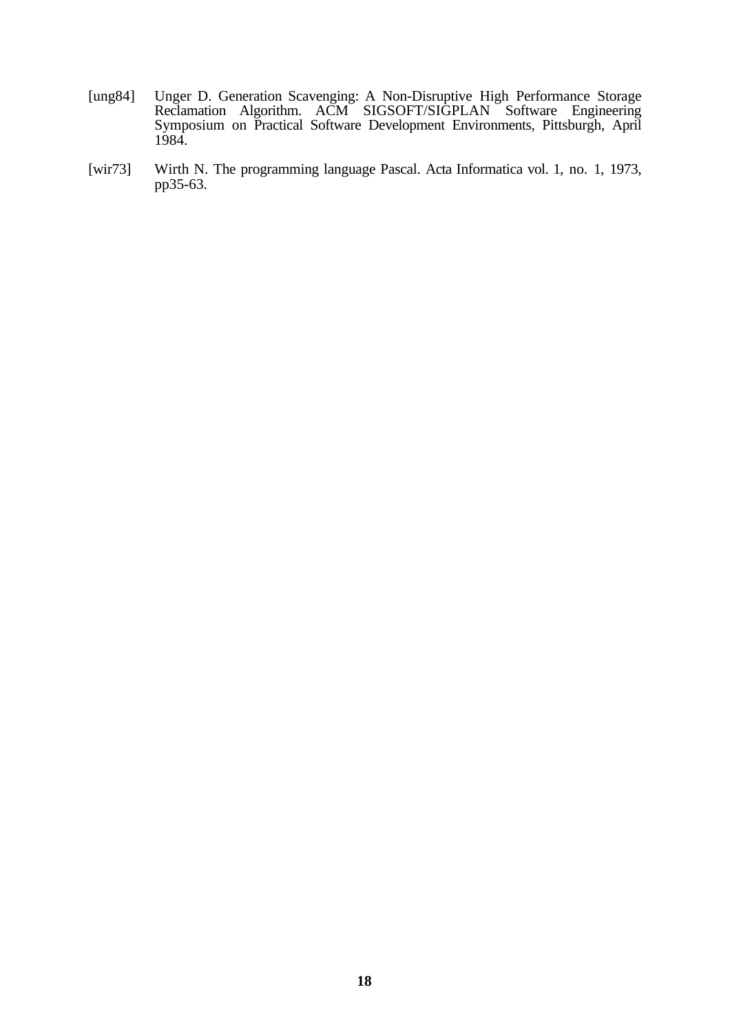[ung84] Unger D. Generation Scavenging: A Non-Disruptive High Performance Storage Reclamation Algorithm. ACM SIGSOFT/SIGPLAN Software Engineering Symposium on Practical Software Development Environments, Pittsburgh, April 1984.

[wir73] Wirth N. The programming language Pascal. Acta Informatica vol. 1, no. 1, 1973, pp35-63.